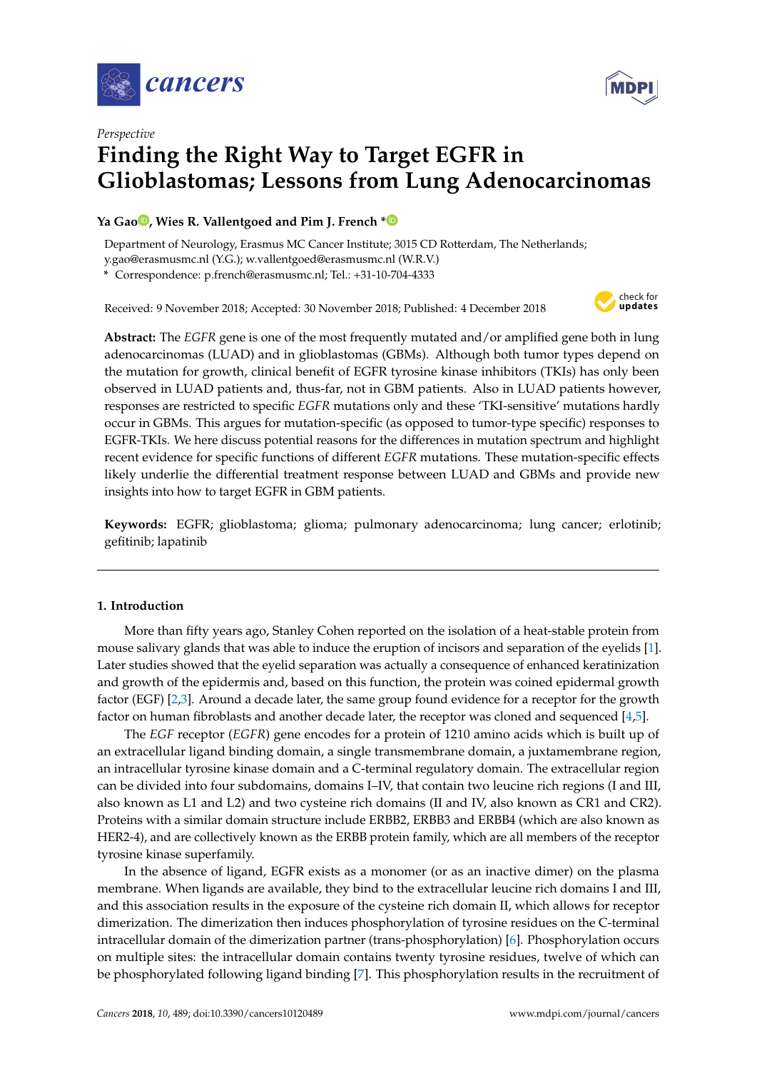*Perspective*

# Finding the Right Way to Target EGFR in Glioblastomas; Lessons from Lung Adenocarcinomas

**Ya Gao, Wies R. Vallentgoed and Pim J. French ***

Department of Neurology, Erasmus MC Cancer Institute; 3015 CD Rotterdam, The Netherlands; y.gao@erasmusmc.nl (Y.G.); w.vallentgoed@erasmusmc.nl (W.R.V.)

* Correspondence: p.french@erasmusmc.nl; Tel.: +31-10-704-4333

Received: 9 November 2018; Accepted: 30 November 2018; Published: 4 December 2018

**Abstract:** The *EGFR* gene is one of the most frequently mutated and/or amplified gene both in lung adenocarcinomas (LUAD) and in glioblastomas (GBMs). Although both tumor types depend on the mutation for growth, clinical benefit of EGFR tyrosine kinase inhibitors (TKIs) has only been observed in LUAD patients and, thus-far, not in GBM patients. Also in LUAD patients however, responses are restricted to specific *EGFR* mutations only and these 'TKI-sensitive' mutations hardly occur in GBMs. This argues for mutation-specific (as opposed to tumor-type specific) responses to EGFR-TKIs. We here discuss potential reasons for the differences in mutation spectrum and highlight recent evidence for specific functions of different *EGFR* mutations. These mutation-specific effects likely underlie the differential treatment response between LUAD and GBMs and provide new insights into how to target EGFR in GBM patients.

**Keywords:** EGFR; glioblastoma; glioma; pulmonary adenocarcinoma; lung cancer; erlotinib; gefitinib; lapatinib

## 1. Introduction

More than fifty years ago, Stanley Cohen reported on the isolation of a heat-stable protein from mouse salivary glands that was able to induce the eruption of incisors and separation of the eyelids [1]. Later studies showed that the eyelid separation was actually a consequence of enhanced keratinization and growth of the epidermis and, based on this function, the protein was coined epidermal growth factor (EGF) [2,3]. Around a decade later, the same group found evidence for a receptor for the growth factor on human fibroblasts and another decade later, the receptor was cloned and sequenced [4,5].

The *EGF* receptor (*EGFR*) gene encodes for a protein of 1210 amino acids which is built up of an extracellular ligand binding domain, a single transmembrane domain, a juxtamembrane region, an intracellular tyrosine kinase domain and a C-terminal regulatory domain. The extracellular region can be divided into four subdomains, domains I–IV, that contain two leucine rich regions (I and III, also known as L1 and L2) and two cysteine rich domains (II and IV, also known as CR1 and CR2). Proteins with a similar domain structure include ERBB2, ERBB3 and ERBB4 (which are also known as HER2-4), and are collectively known as the ERBB protein family, which are all members of the receptor tyrosine kinase superfamily.

In the absence of ligand, EGFR exists as a monomer (or as an inactive dimer) on the plasma membrane. When ligands are available, they bind to the extracellular leucine rich domains I and III, and this association results in the exposure of the cysteine rich domain II, which allows for receptor dimerization. The dimerization then induces phosphorylation of tyrosine residues on the C-terminal intracellular domain of the dimerization partner (trans-phosphorylation) [6]. Phosphorylation occurs on multiple sites: the intracellular domain contains twenty tyrosine residues, twelve of which can be phosphorylated following ligand binding [7]. This phosphorylation results in the recruitment of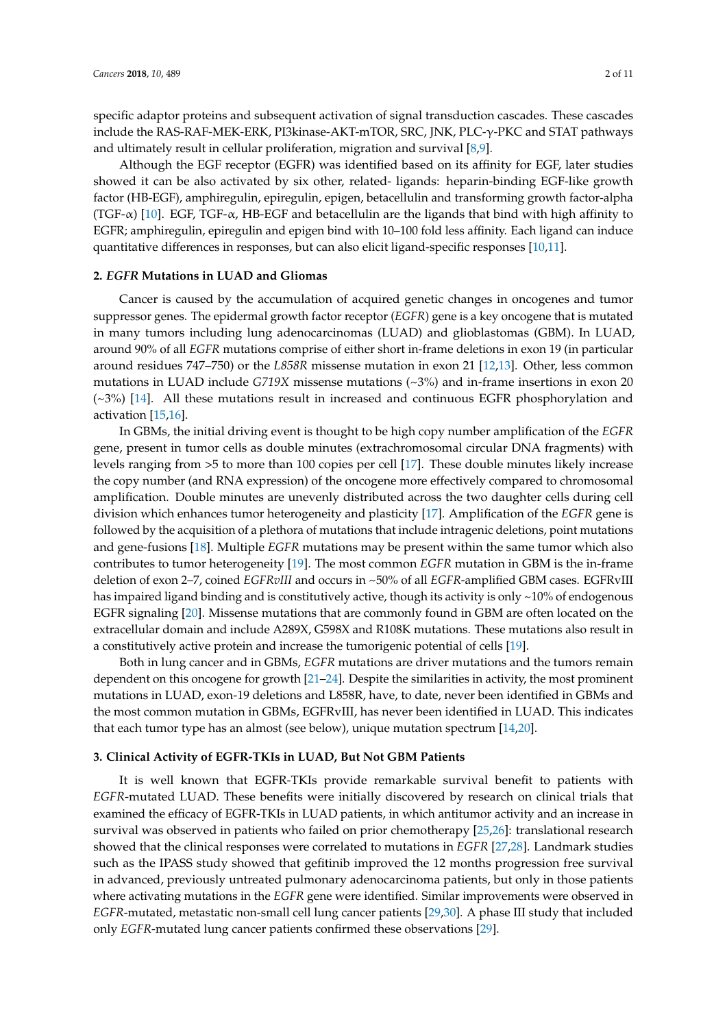specific adaptor proteins and subsequent activation of signal transduction cascades. These cascades include the RAS-RAF-MEK-ERK, PI3kinase-AKT-mTOR, SRC, JNK, PLC-γ-PKC and STAT pathways and ultimately result in cellular proliferation, migration and survival [8,9].

Although the EGF receptor (EGFR) was identified based on its affinity for EGF, later studies showed it can be also activated by six other, related- ligands: heparin-binding EGF-like growth factor (HB-EGF), amphiregulin, epiregulin, epigen, betacellulin and transforming growth factor-alpha (TGF-α) [10]. EGF, TGF-α, HB-EGF and betacellulin are the ligands that bind with high affinity to EGFR; amphiregulin, epiregulin and epigen bind with 10–100 fold less affinity. Each ligand can induce quantitative differences in responses, but can also elicit ligand-specific responses [10,11].

## 2. *EGFR* Mutations in LUAD and Gliomas

Cancer is caused by the accumulation of acquired genetic changes in oncogenes and tumor suppressor genes. The epidermal growth factor receptor (*EGFR*) gene is a key oncogene that is mutated in many tumors including lung adenocarcinomas (LUAD) and glioblastomas (GBM). In LUAD, around 90% of all *EGFR* mutations comprise of either short in-frame deletions in exon 19 (in particular around residues 747–750) or the *L858R* missense mutation in exon 21 [12,13]. Other, less common mutations in LUAD include *G719X* missense mutations (~3%) and in-frame insertions in exon 20 (~3%) [14]. All these mutations result in increased and continuous EGFR phosphorylation and activation [15,16].

In GBMs, the initial driving event is thought to be high copy number amplification of the *EGFR* gene, present in tumor cells as double minutes (extrachromosomal circular DNA fragments) with levels ranging from >5 to more than 100 copies per cell [17]. These double minutes likely increase the copy number (and RNA expression) of the oncogene more effectively compared to chromosomal amplification. Double minutes are unevenly distributed across the two daughter cells during cell division which enhances tumor heterogeneity and plasticity [17]. Amplification of the *EGFR* gene is followed by the acquisition of a plethora of mutations that include intragenic deletions, point mutations and gene-fusions [18]. Multiple *EGFR* mutations may be present within the same tumor which also contributes to tumor heterogeneity [19]. The most common *EGFR* mutation in GBM is the in-frame deletion of exon 2–7, coined *EGFRvIII* and occurs in ~50% of all *EGFR*-amplified GBM cases. EGFRvIII has impaired ligand binding and is constitutively active, though its activity is only ~10% of endogenous EGFR signaling [20]. Missense mutations that are commonly found in GBM are often located on the extracellular domain and include A289X, G598X and R108K mutations. These mutations also result in a constitutively active protein and increase the tumorigenic potential of cells [19].

Both in lung cancer and in GBMs, *EGFR* mutations are driver mutations and the tumors remain dependent on this oncogene for growth [21–24]. Despite the similarities in activity, the most prominent mutations in LUAD, exon-19 deletions and L858R, have, to date, never been identified in GBMs and the most common mutation in GBMs, EGFRvIII, has never been identified in LUAD. This indicates that each tumor type has an almost (see below), unique mutation spectrum [14,20].

## 3. Clinical Activity of EGFR-TKIs in LUAD, But Not GBM Patients

It is well known that EGFR-TKIs provide remarkable survival benefit to patients with *EGFR*-mutated LUAD. These benefits were initially discovered by research on clinical trials that examined the efficacy of EGFR-TKIs in LUAD patients, in which antitumor activity and an increase in survival was observed in patients who failed on prior chemotherapy [25,26]: translational research showed that the clinical responses were correlated to mutations in *EGFR* [27,28]. Landmark studies such as the IPASS study showed that gefitinib improved the 12 months progression free survival in advanced, previously untreated pulmonary adenocarcinoma patients, but only in those patients where activating mutations in the *EGFR* gene were identified. Similar improvements were observed in *EGFR*-mutated, metastatic non-small cell lung cancer patients [29,30]. A phase III study that included only *EGFR*-mutated lung cancer patients confirmed these observations [29].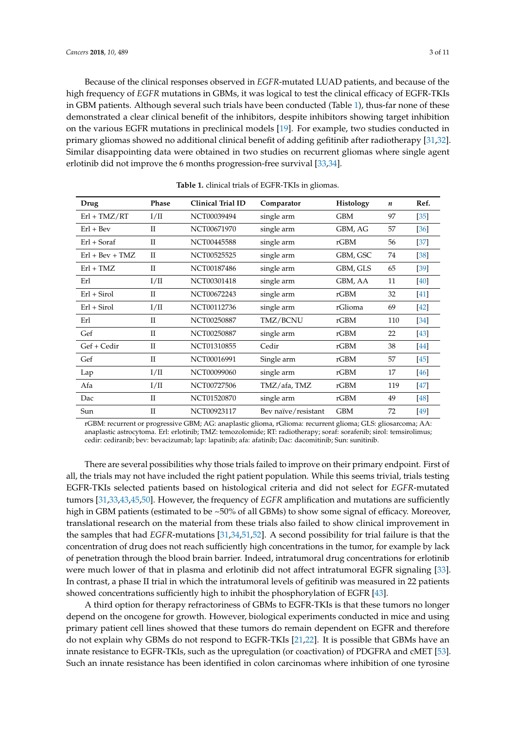Because of the clinical responses observed in *EGFR*-mutated LUAD patients, and because of the high frequency of *EGFR* mutations in GBMs, it was logical to test the clinical efficacy of EGFR-TKIs in GBM patients. Although several such trials have been conducted (Table 1), thus-far none of these demonstrated a clear clinical benefit of the inhibitors, despite inhibitors showing target inhibition on the various EGFR mutations in preclinical models [19]. For example, two studies conducted in primary gliomas showed no additional clinical benefit of adding gefitinib after radiotherapy [31,32]. Similar disappointing data were obtained in two studies on recurrent gliomas where single agent erlotinib did not improve the 6 months progression-free survival [33,34].

**Table 1.** clinical trials of EGFR-TKIs in gliomas.

| Drug | Phase | Clinical Trial ID | Comparator | Histology | *n* | Ref. |
|---|---|---|---|---|---|---|
| Erl + TMZ/RT | I/II | NCT00039494 | single arm | GBM | 97 | [35] |
| Erl + Bev | II | NCT00671970 | single arm | GBM, AG | 57 | [36] |
| Erl + Soraf | II | NCT00445588 | single arm | rGBM | 56 | [37] |
| Erl + Bev + TMZ | II | NCT00525525 | single arm | GBM, GSC | 74 | [38] |
| Erl + TMZ | II | NCT00187486 | single arm | GBM, GLS | 65 | [39] |
| Erl | I/II | NCT00301418 | single arm | GBM, AA | 11 | [40] |
| Erl + Sirol | II | NCT00672243 | single arm | rGBM | 32 | [41] |
| Erl + Sirol | I/II | NCT00112736 | single arm | rGlioma | 69 | [42] |
| Erl | II | NCT00250887 | TMZ/BCNU | rGBM | 110 | [34] |
| Gef | II | NCT00250887 | single arm | rGBM | 22 | [43] |
| Gef + Cedir | II | NCT01310855 | Cedir | rGBM | 38 | [44] |
| Gef | II | NCT00016991 | Single arm | rGBM | 57 | [45] |
| Lap | I/II | NCT00099060 | single arm | rGBM | 17 | [46] |
| Afa | I/II | NCT00727506 | TMZ/afa, TMZ | rGBM | 119 | [47] |
| Dac | II | NCT01520870 | single arm | rGBM | 49 | [48] |
| Sun | II | NCT00923117 | Bev naïve/resistant | GBM | 72 | [49] |

rGBM: recurrent or progressive GBM; AG: anaplastic glioma, rGlioma: recurrent glioma; GLS: gliosarcoma; AA: anaplastic astrocytoma. Erl: erlotinib; TMZ: temozolomide; RT: radiotherapy; soraf: sorafenib; sirol: temsirolimus; cedir: cediranib; bev: bevacizumab; lap: lapatinib; afa: afatinib; Dac: dacomitinib; Sun: sunitinib.

There are several possibilities why those trials failed to improve on their primary endpoint. First of all, the trials may not have included the right patient population. While this seems trivial, trials testing EGFR-TKIs selected patients based on histological criteria and did not select for *EGFR*-mutated tumors [31,33,43,45,50]. However, the frequency of *EGFR* amplification and mutations are sufficiently high in GBM patients (estimated to be ~50% of all GBMs) to show some signal of efficacy. Moreover, translational research on the material from these trials also failed to show clinical improvement in the samples that had *EGFR*-mutations [31,34,51,52]. A second possibility for trial failure is that the concentration of drug does not reach sufficiently high concentrations in the tumor, for example by lack of penetration through the blood brain barrier. Indeed, intratumoral drug concentrations for erlotinib were much lower of that in plasma and erlotinib did not affect intratumoral EGFR signaling [33]. In contrast, a phase II trial in which the intratumoral levels of gefitinib was measured in 22 patients showed concentrations sufficiently high to inhibit the phosphorylation of EGFR [43].

A third option for therapy refractoriness of GBMs to EGFR-TKIs is that these tumors no longer depend on the oncogene for growth. However, biological experiments conducted in mice and using primary patient cell lines showed that these tumors do remain dependent on EGFR and therefore do not explain why GBMs do not respond to EGFR-TKIs [21,22]. It is possible that GBMs have an innate resistance to EGFR-TKIs, such as the upregulation (or coactivation) of PDGFRA and cMET [53]. Such an innate resistance has been identified in colon carcinomas where inhibition of one tyrosine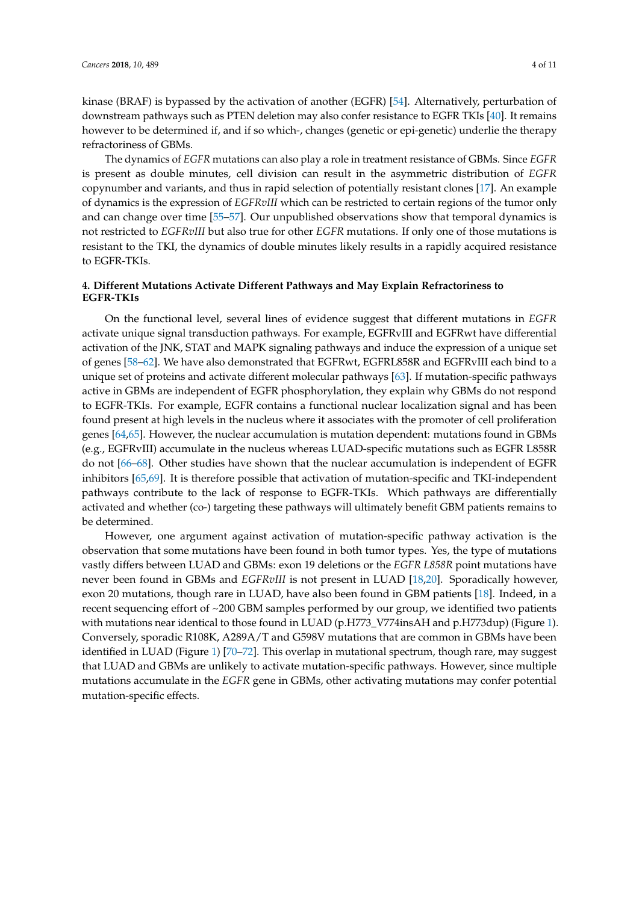kinase (BRAF) is bypassed by the activation of another (EGFR) [54]. Alternatively, perturbation of downstream pathways such as PTEN deletion may also confer resistance to EGFR TKIs [40]. It remains however to be determined if, and if so which-, changes (genetic or epi-genetic) underlie the therapy refractoriness of GBMs.

The dynamics of *EGFR* mutations can also play a role in treatment resistance of GBMs. Since *EGFR* is present as double minutes, cell division can result in the asymmetric distribution of *EGFR* copynumber and variants, and thus in rapid selection of potentially resistant clones [17]. An example of dynamics is the expression of *EGFRvIII* which can be restricted to certain regions of the tumor only and can change over time [55–57]. Our unpublished observations show that temporal dynamics is not restricted to *EGFRvIII* but also true for other *EGFR* mutations. If only one of those mutations is resistant to the TKI, the dynamics of double minutes likely results in a rapidly acquired resistance to EGFR-TKIs.

#### 4. Different Mutations Activate Different Pathways and May Explain Refractoriness to EGFR-TKIs

On the functional level, several lines of evidence suggest that different mutations in *EGFR* activate unique signal transduction pathways. For example, EGFRvIII and EGFRwt have differential activation of the JNK, STAT and MAPK signaling pathways and induce the expression of a unique set of genes [58–62]. We have also demonstrated that EGFRwt, EGFRL858R and EGFRvIII each bind to a unique set of proteins and activate different molecular pathways [63]. If mutation-specific pathways active in GBMs are independent of EGFR phosphorylation, they explain why GBMs do not respond to EGFR-TKIs. For example, EGFR contains a functional nuclear localization signal and has been found present at high levels in the nucleus where it associates with the promoter of cell proliferation genes [64,65]. However, the nuclear accumulation is mutation dependent: mutations found in GBMs (e.g., EGFRvIII) accumulate in the nucleus whereas LUAD-specific mutations such as EGFR L858R do not [66–68]. Other studies have shown that the nuclear accumulation is independent of EGFR inhibitors [65,69]. It is therefore possible that activation of mutation-specific and TKI-independent pathways contribute to the lack of response to EGFR-TKIs. Which pathways are differentially activated and whether (co-) targeting these pathways will ultimately benefit GBM patients remains to be determined.

However, one argument against activation of mutation-specific pathway activation is the observation that some mutations have been found in both tumor types. Yes, the type of mutations vastly differs between LUAD and GBMs: exon 19 deletions or the *EGFR L858R* point mutations have never been found in GBMs and *EGFRvIII* is not present in LUAD [18,20]. Sporadically however, exon 20 mutations, though rare in LUAD, have also been found in GBM patients [18]. Indeed, in a recent sequencing effort of ~200 GBM samples performed by our group, we identified two patients with mutations near identical to those found in LUAD (p.H773_V774insAH and p.H773dup) (Figure 1). Conversely, sporadic R108K, A289A/T and G598V mutations that are common in GBMs have been identified in LUAD (Figure 1) [70–72]. This overlap in mutational spectrum, though rare, may suggest that LUAD and GBMs are unlikely to activate mutation-specific pathways. However, since multiple mutations accumulate in the *EGFR* gene in GBMs, other activating mutations may confer potential mutation-specific effects.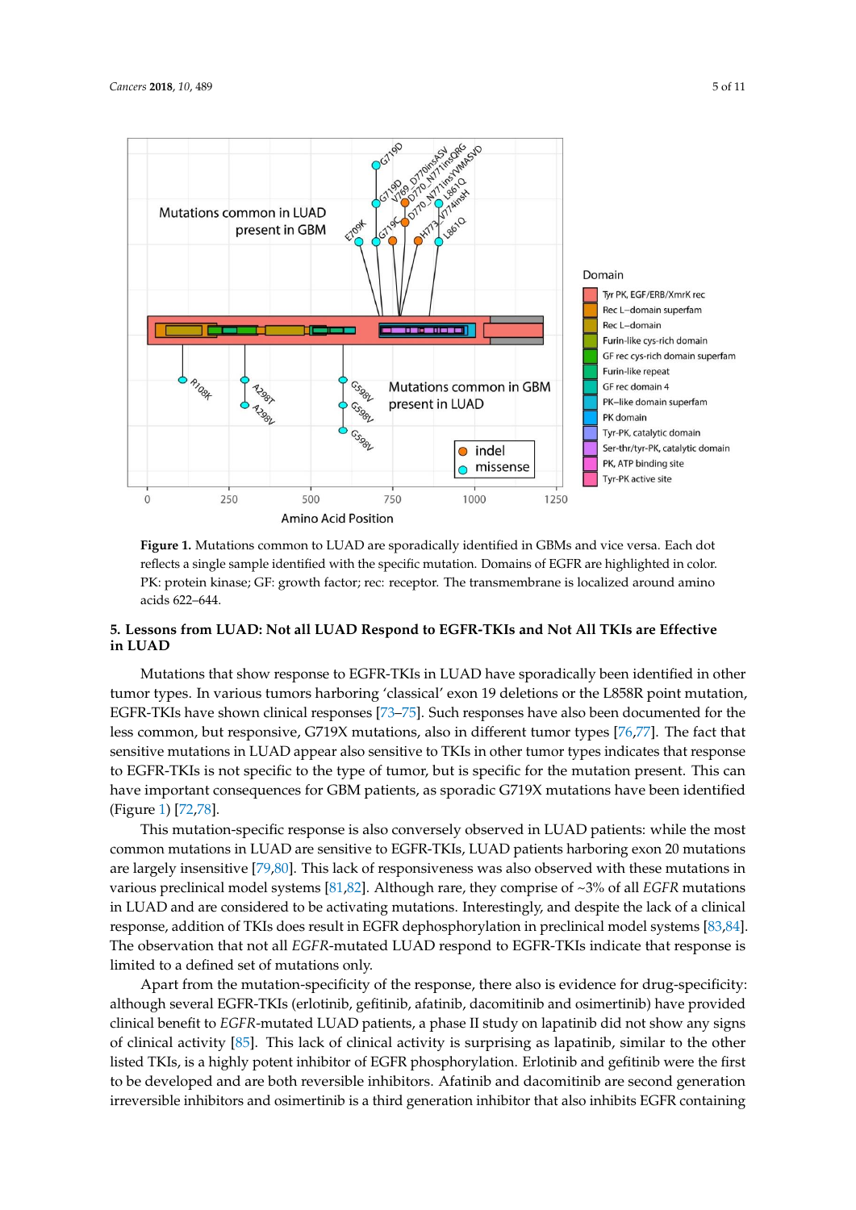Mutations common in LUAD present in GBM

G719D
G719D
V769_D770insASV
D770_N771insQRG
D770_N771insYVMASVD
L861Q
E709K
G719C
H773_V774insH
L861Q

Mutations common in GBM present in LUAD

R108K
A298T
A298V
G598V
G598V
G598V

indel
missense

Domain
Tyr PK, EGF/ERB/XmrK rec
Rec L–domain superfam
Rec L–domain
Furin-like cys-rich domain
GF rec cys-rich domain superfam
Furin-like repeat
GF rec domain 4
PK–like domain superfam
PK domain
Tyr-PK, catalytic domain
Ser-thr/tyr-PK, catalytic domain
PK, ATP binding site
Tyr-PK active site

0
250
500
750
1000
1250
Amino Acid Position

**Figure 1.** Mutations common to LUAD are sporadically identified in GBMs and vice versa. Each dot reflects a single sample identified with the specific mutation. Domains of EGFR are highlighted in color. PK: protein kinase; GF: growth factor; rec: receptor. The transmembrane is localized around amino acids 622–644.

## 5. Lessons from LUAD: Not all LUAD Respond to EGFR-TKIs and Not All TKIs are Effective in LUAD

Mutations that show response to EGFR-TKIs in LUAD have sporadically been identified in other tumor types. In various tumors harboring 'classical' exon 19 deletions or the L858R point mutation, EGFR-TKIs have shown clinical responses [73–75]. Such responses have also been documented for the less common, but responsive, G719X mutations, also in different tumor types [76,77]. The fact that sensitive mutations in LUAD appear also sensitive to TKIs in other tumor types indicates that response to EGFR-TKIs is not specific to the type of tumor, but is specific for the mutation present. This can have important consequences for GBM patients, as sporadic G719X mutations have been identified (Figure 1) [72,78].

This mutation-specific response is also conversely observed in LUAD patients: while the most common mutations in LUAD are sensitive to EGFR-TKIs, LUAD patients harboring exon 20 mutations are largely insensitive [79,80]. This lack of responsiveness was also observed with these mutations in various preclinical model systems [81,82]. Although rare, they comprise of ~3% of all *EGFR* mutations in LUAD and are considered to be activating mutations. Interestingly, and despite the lack of a clinical response, addition of TKIs does result in EGFR dephosphorylation in preclinical model systems [83,84]. The observation that not all *EGFR*-mutated LUAD respond to EGFR-TKIs indicate that response is limited to a defined set of mutations only.

Apart from the mutation-specificity of the response, there also is evidence for drug-specificity: although several EGFR-TKIs (erlotinib, gefitinib, afatinib, dacomitinib and osimertinib) have provided clinical benefit to *EGFR*-mutated LUAD patients, a phase II study on lapatinib did not show any signs of clinical activity [85]. This lack of clinical activity is surprising as lapatinib, similar to the other listed TKIs, is a highly potent inhibitor of EGFR phosphorylation. Erlotinib and gefitinib were the first to be developed and are both reversible inhibitors. Afatinib and dacomitinib are second generation irreversible inhibitors and osimertinib is a third generation inhibitor that also inhibits EGFR containing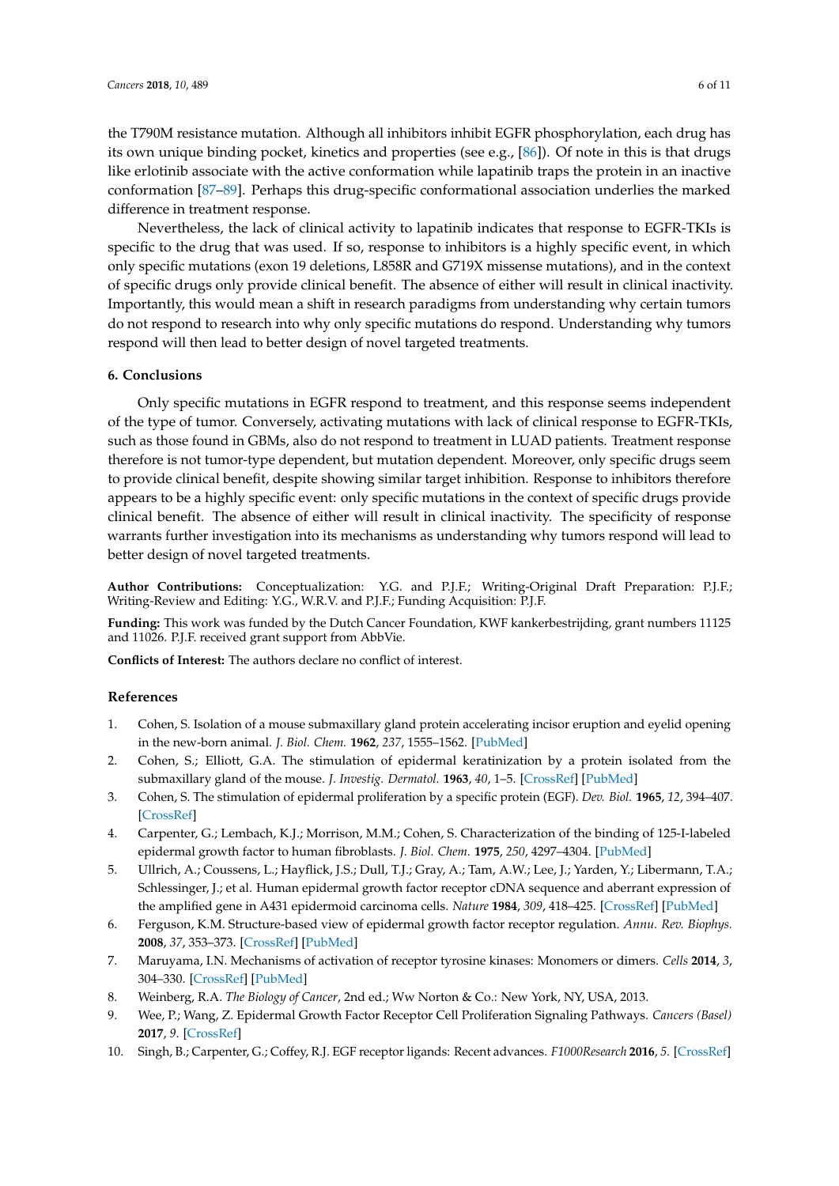the T790M resistance mutation. Although all inhibitors inhibit EGFR phosphorylation, each drug has its own unique binding pocket, kinetics and properties (see e.g., [86]). Of note in this is that drugs like erlotinib associate with the active conformation while lapatinib traps the protein in an inactive conformation [87–89]. Perhaps this drug-specific conformational association underlies the marked difference in treatment response.

Nevertheless, the lack of clinical activity to lapatinib indicates that response to EGFR-TKIs is specific to the drug that was used. If so, response to inhibitors is a highly specific event, in which only specific mutations (exon 19 deletions, L858R and G719X missense mutations), and in the context of specific drugs only provide clinical benefit. The absence of either will result in clinical inactivity. Importantly, this would mean a shift in research paradigms from understanding why certain tumors do not respond to research into why only specific mutations do respond. Understanding why tumors respond will then lead to better design of novel targeted treatments.

## 6. Conclusions

Only specific mutations in EGFR respond to treatment, and this response seems independent of the type of tumor. Conversely, activating mutations with lack of clinical response to EGFR-TKIs, such as those found in GBMs, also do not respond to treatment in LUAD patients. Treatment response therefore is not tumor-type dependent, but mutation dependent. Moreover, only specific drugs seem to provide clinical benefit, despite showing similar target inhibition. Response to inhibitors therefore appears to be a highly specific event: only specific mutations in the context of specific drugs provide clinical benefit. The absence of either will result in clinical inactivity. The specificity of response warrants further investigation into its mechanisms as understanding why tumors respond will lead to better design of novel targeted treatments.

**Author Contributions:** Conceptualization: Y.G. and P.J.F.; Writing-Original Draft Preparation: P.J.F.; Writing-Review and Editing: Y.G., W.R.V. and P.J.F.; Funding Acquisition: P.J.F.

**Funding:** This work was funded by the Dutch Cancer Foundation, KWF kankerbestrijding, grant numbers 11125 and 11026. P.J.F. received grant support from AbbVie.

**Conflicts of Interest:** The authors declare no conflict of interest.

## References

1. Cohen, S. Isolation of a mouse submaxillary gland protein accelerating incisor eruption and eyelid opening in the new-born animal. *J. Biol. Chem.* **1962**, *237*, 1555–1562. [PubMed]
2. Cohen, S.; Elliott, G.A. The stimulation of epidermal keratinization by a protein isolated from the submaxillary gland of the mouse. *J. Investig. Dermatol.* **1963**, *40*, 1–5. [CrossRef] [PubMed]
3. Cohen, S. The stimulation of epidermal proliferation by a specific protein (EGF). *Dev. Biol.* **1965**, *12*, 394–407. [CrossRef]
4. Carpenter, G.; Lembach, K.J.; Morrison, M.M.; Cohen, S. Characterization of the binding of 125-I-labeled epidermal growth factor to human fibroblasts. *J. Biol. Chem.* **1975**, *250*, 4297–4304. [PubMed]
5. Ullrich, A.; Coussens, L.; Hayflick, J.S.; Dull, T.J.; Gray, A.; Tam, A.W.; Lee, J.; Yarden, Y.; Libermann, T.A.; Schlessinger, J.; et al. Human epidermal growth factor receptor cDNA sequence and aberrant expression of the amplified gene in A431 epidermoid carcinoma cells. *Nature* **1984**, *309*, 418–425. [CrossRef] [PubMed]
6. Ferguson, K.M. Structure-based view of epidermal growth factor receptor regulation. *Annu. Rev. Biophys.* **2008**, *37*, 353–373. [CrossRef] [PubMed]
7. Maruyama, I.N. Mechanisms of activation of receptor tyrosine kinases: Monomers or dimers. *Cells* **2014**, *3*, 304–330. [CrossRef] [PubMed]
8. Weinberg, R.A. *The Biology of Cancer*, 2nd ed.; Ww Norton & Co.: New York, NY, USA, 2013.
9. Wee, P.; Wang, Z. Epidermal Growth Factor Receptor Cell Proliferation Signaling Pathways. *Cancers (Basel)* **2017**, *9*. [CrossRef]
10. Singh, B.; Carpenter, G.; Coffey, R.J. EGF receptor ligands: Recent advances. *F1000Research* **2016**, *5*. [CrossRef]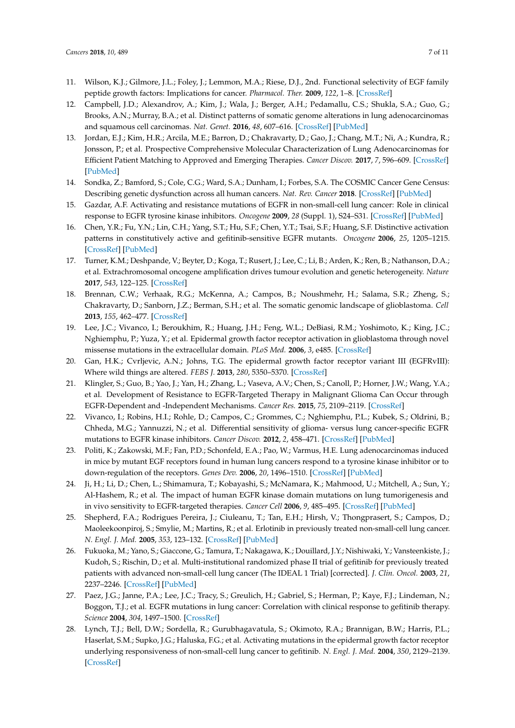11. Wilson, K.J.; Gilmore, J.L.; Foley, J.; Lemmon, M.A.; Riese, D.J., 2nd. Functional selectivity of EGF family peptide growth factors: Implications for cancer. *Pharmacol. Ther.* **2009**, *122*, 1–8. [CrossRef]
12. Campbell, J.D.; Alexandrov, A.; Kim, J.; Wala, J.; Berger, A.H.; Pedamallu, C.S.; Shukla, S.A.; Guo, G.; Brooks, A.N.; Murray, B.A.; et al. Distinct patterns of somatic genome alterations in lung adenocarcinomas and squamous cell carcinomas. *Nat. Genet.* **2016**, *48*, 607–616. [CrossRef] [PubMed]
13. Jordan, E.J.; Kim, H.R.; Arcila, M.E.; Barron, D.; Chakravarty, D.; Gao, J.; Chang, M.T.; Ni, A.; Kundra, R.; Jonsson, P.; et al. Prospective Comprehensive Molecular Characterization of Lung Adenocarcinomas for Efficient Patient Matching to Approved and Emerging Therapies. *Cancer Discov.* **2017**, *7*, 596–609. [CrossRef] [PubMed]
14. Sondka, Z.; Bamford, S.; Cole, C.G.; Ward, S.A.; Dunham, I.; Forbes, S.A. The COSMIC Cancer Gene Census: Describing genetic dysfunction across all human cancers. *Nat. Rev. Cancer* **2018**. [CrossRef] [PubMed]
15. Gazdar, A.F. Activating and resistance mutations of EGFR in non-small-cell lung cancer: Role in clinical response to EGFR tyrosine kinase inhibitors. *Oncogene* **2009**, *28* (Suppl. 1), S24–S31. [CrossRef] [PubMed]
16. Chen, Y.R.; Fu, Y.N.; Lin, C.H.; Yang, S.T.; Hu, S.F.; Chen, Y.T.; Tsai, S.F.; Huang, S.F. Distinctive activation patterns in constitutively active and gefitinib-sensitive EGFR mutants. *Oncogene* **2006**, *25*, 1205–1215. [CrossRef] [PubMed]
17. Turner, K.M.; Deshpande, V.; Beyter, D.; Koga, T.; Rusert, J.; Lee, C.; Li, B.; Arden, K.; Ren, B.; Nathanson, D.A.; et al. Extrachromosomal oncogene amplification drives tumour evolution and genetic heterogeneity. *Nature* **2017**, *543*, 122–125. [CrossRef]
18. Brennan, C.W.; Verhaak, R.G.; McKenna, A.; Campos, B.; Noushmehr, H.; Salama, S.R.; Zheng, S.; Chakravarty, D.; Sanborn, J.Z.; Berman, S.H.; et al. The somatic genomic landscape of glioblastoma. *Cell* **2013**, *155*, 462–477. [CrossRef]
19. Lee, J.C.; Vivanco, I.; Beroukhim, R.; Huang, J.H.; Feng, W.L.; DeBiasi, R.M.; Yoshimoto, K.; King, J.C.; Nghiemphu, P.; Yuza, Y.; et al. Epidermal growth factor receptor activation in glioblastoma through novel missense mutations in the extracellular domain. *PLoS Med.* **2006**, *3*, e485. [CrossRef]
20. Gan, H.K.; Cvrljevic, A.N.; Johns, T.G. The epidermal growth factor receptor variant III (EGFRvIII): Where wild things are altered. *FEBS J.* **2013**, *280*, 5350–5370. [CrossRef]
21. Klingler, S.; Guo, B.; Yao, J.; Yan, H.; Zhang, L.; Vaseva, A.V.; Chen, S.; Canoll, P.; Horner, J.W.; Wang, Y.A.; et al. Development of Resistance to EGFR-Targeted Therapy in Malignant Glioma Can Occur through EGFR-Dependent and -Independent Mechanisms. *Cancer Res.* **2015**, *75*, 2109–2119. [CrossRef]
22. Vivanco, I.; Robins, H.I.; Rohle, D.; Campos, C.; Grommes, C.; Nghiemphu, P.L.; Kubek, S.; Oldrini, B.; Chheda, M.G.; Yannuzzi, N.; et al. Differential sensitivity of glioma- versus lung cancer-specific EGFR mutations to EGFR kinase inhibitors. *Cancer Discov.* **2012**, *2*, 458–471. [CrossRef] [PubMed]
23. Politi, K.; Zakowski, M.F.; Fan, P.D.; Schonfeld, E.A.; Pao, W.; Varmus, H.E. Lung adenocarcinomas induced in mice by mutant EGF receptors found in human lung cancers respond to a tyrosine kinase inhibitor or to down-regulation of the receptors. *Genes Dev.* **2006**, *20*, 1496–1510. [CrossRef] [PubMed]
24. Ji, H.; Li, D.; Chen, L.; Shimamura, T.; Kobayashi, S.; McNamara, K.; Mahmood, U.; Mitchell, A.; Sun, Y.; Al-Hashem, R.; et al. The impact of human EGFR kinase domain mutations on lung tumorigenesis and in vivo sensitivity to EGFR-targeted therapies. *Cancer Cell* **2006**, *9*, 485–495. [CrossRef] [PubMed]
25. Shepherd, F.A.; Rodrigues Pereira, J.; Ciuleanu, T.; Tan, E.H.; Hirsh, V.; Thongprasert, S.; Campos, D.; Maoleekoonpiroj, S.; Smylie, M.; Martins, R.; et al. Erlotinib in previously treated non-small-cell lung cancer. *N. Engl. J. Med.* **2005**, *353*, 123–132. [CrossRef] [PubMed]
26. Fukuoka, M.; Yano, S.; Giaccone, G.; Tamura, T.; Nakagawa, K.; Douillard, J.Y.; Nishiwaki, Y.; Vansteenkiste, J.; Kudoh, S.; Rischin, D.; et al. Multi-institutional randomized phase II trial of gefitinib for previously treated patients with advanced non-small-cell lung cancer (The IDEAL 1 Trial) [corrected]. *J. Clin. Oncol.* **2003**, *21*, 2237–2246. [CrossRef] [PubMed]
27. Paez, J.G.; Janne, P.A.; Lee, J.C.; Tracy, S.; Greulich, H.; Gabriel, S.; Herman, P.; Kaye, F.J.; Lindeman, N.; Boggon, T.J.; et al. EGFR mutations in lung cancer: Correlation with clinical response to gefitinib therapy. *Science* **2004**, *304*, 1497–1500. [CrossRef]
28. Lynch, T.J.; Bell, D.W.; Sordella, R.; Gurubhagavatula, S.; Okimoto, R.A.; Brannigan, B.W.; Harris, P.L.; Haserlat, S.M.; Supko, J.G.; Haluska, F.G.; et al. Activating mutations in the epidermal growth factor receptor underlying responsiveness of non-small-cell lung cancer to gefitinib. *N. Engl. J. Med.* **2004**, *350*, 2129–2139. [CrossRef]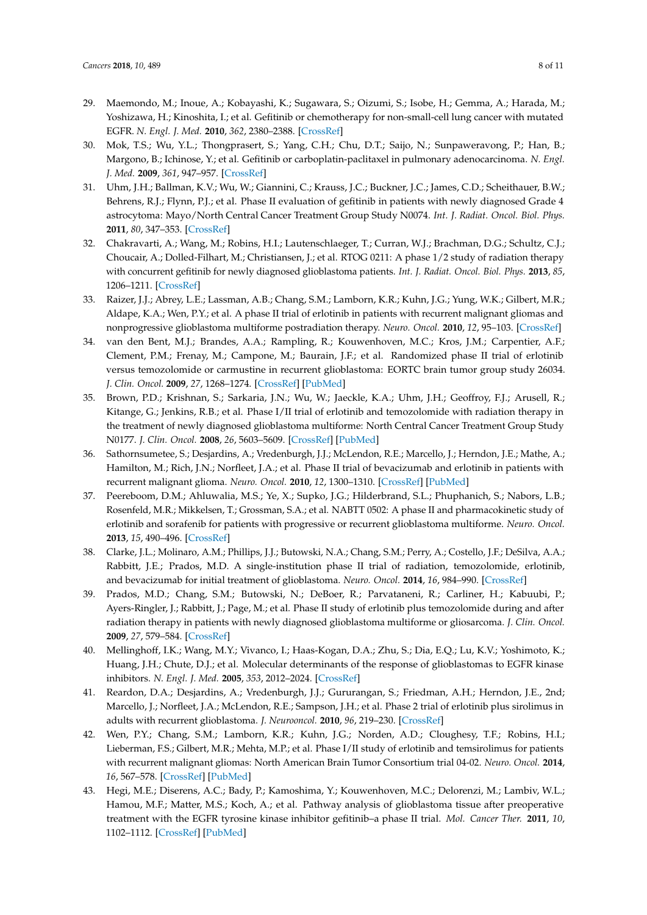29. Maemondo, M.; Inoue, A.; Kobayashi, K.; Sugawara, S.; Oizumi, S.; Isobe, H.; Gemma, A.; Harada, M.; Yoshizawa, H.; Kinoshita, I.; et al. Gefitinib or chemotherapy for non-small-cell lung cancer with mutated EGFR. *N. Engl. J. Med.* **2010**, *362*, 2380–2388. [CrossRef]
30. Mok, T.S.; Wu, Y.L.; Thongprasert, S.; Yang, C.H.; Chu, D.T.; Saijo, N.; Sunpaweravong, P.; Han, B.; Margono, B.; Ichinose, Y.; et al. Gefitinib or carboplatin-paclitaxel in pulmonary adenocarcinoma. *N. Engl. J. Med.* **2009**, *361*, 947–957. [CrossRef]
31. Uhm, J.H.; Ballman, K.V.; Wu, W.; Giannini, C.; Krauss, J.C.; Buckner, J.C.; James, C.D.; Scheithauer, B.W.; Behrens, R.J.; Flynn, P.J.; et al. Phase II evaluation of gefitinib in patients with newly diagnosed Grade 4 astrocytoma: Mayo/North Central Cancer Treatment Group Study N0074. *Int. J. Radiat. Oncol. Biol. Phys.* **2011**, *80*, 347–353. [CrossRef]
32. Chakravarti, A.; Wang, M.; Robins, H.I.; Lautenschlaeger, T.; Curran, W.J.; Brachman, D.G.; Schultz, C.J.; Choucair, A.; Dolled-Filhart, M.; Christiansen, J.; et al. RTOG 0211: A phase 1/2 study of radiation therapy with concurrent gefitinib for newly diagnosed glioblastoma patients. *Int. J. Radiat. Oncol. Biol. Phys.* **2013**, *85*, 1206–1211. [CrossRef]
33. Raizer, J.J.; Abrey, L.E.; Lassman, A.B.; Chang, S.M.; Lamborn, K.R.; Kuhn, J.G.; Yung, W.K.; Gilbert, M.R.; Aldape, K.A.; Wen, P.Y.; et al. A phase II trial of erlotinib in patients with recurrent malignant gliomas and nonprogressive glioblastoma multiforme postradiation therapy. *Neuro. Oncol.* **2010**, *12*, 95–103. [CrossRef]
34. van den Bent, M.J.; Brandes, A.A.; Rampling, R.; Kouwenhoven, M.C.; Kros, J.M.; Carpentier, A.F.; Clement, P.M.; Frenay, M.; Campone, M.; Baurain, J.F.; et al. Randomized phase II trial of erlotinib versus temozolomide or carmustine in recurrent glioblastoma: EORTC brain tumor group study 26034. *J. Clin. Oncol.* **2009**, *27*, 1268–1274. [CrossRef] [PubMed]
35. Brown, P.D.; Krishnan, S.; Sarkaria, J.N.; Wu, W.; Jaeckle, K.A.; Uhm, J.H.; Geoffroy, F.J.; Arusell, R.; Kitange, G.; Jenkins, R.B.; et al. Phase I/II trial of erlotinib and temozolomide with radiation therapy in the treatment of newly diagnosed glioblastoma multiforme: North Central Cancer Treatment Group Study N0177. *J. Clin. Oncol.* **2008**, *26*, 5603–5609. [CrossRef] [PubMed]
36. Sathornsumetee, S.; Desjardins, A.; Vredenburgh, J.J.; McLendon, R.E.; Marcello, J.; Herndon, J.E.; Mathe, A.; Hamilton, M.; Rich, J.N.; Norfleet, J.A.; et al. Phase II trial of bevacizumab and erlotinib in patients with recurrent malignant glioma. *Neuro. Oncol.* **2010**, *12*, 1300–1310. [CrossRef] [PubMed]
37. Peereboom, D.M.; Ahluwalia, M.S.; Ye, X.; Supko, J.G.; Hilderbrand, S.L.; Phuphanich, S.; Nabors, L.B.; Rosenfeld, M.R.; Mikkelsen, T.; Grossman, S.A.; et al. NABTT 0502: A phase II and pharmacokinetic study of erlotinib and sorafenib for patients with progressive or recurrent glioblastoma multiforme. *Neuro. Oncol.* **2013**, *15*, 490–496. [CrossRef]
38. Clarke, J.L.; Molinaro, A.M.; Phillips, J.J.; Butowski, N.A.; Chang, S.M.; Perry, A.; Costello, J.F.; DeSilva, A.A.; Rabbitt, J.E.; Prados, M.D. A single-institution phase II trial of radiation, temozolomide, erlotinib, and bevacizumab for initial treatment of glioblastoma. *Neuro. Oncol.* **2014**, *16*, 984–990. [CrossRef]
39. Prados, M.D.; Chang, S.M.; Butowski, N.; DeBoer, R.; Parvataneni, R.; Carliner, H.; Kabuubi, P.; Ayers-Ringler, J.; Rabbitt, J.; Page, M.; et al. Phase II study of erlotinib plus temozolomide during and after radiation therapy in patients with newly diagnosed glioblastoma multiforme or gliosarcoma. *J. Clin. Oncol.* **2009**, *27*, 579–584. [CrossRef]
40. Mellinghoff, I.K.; Wang, M.Y.; Vivanco, I.; Haas-Kogan, D.A.; Zhu, S.; Dia, E.Q.; Lu, K.V.; Yoshimoto, K.; Huang, J.H.; Chute, D.J.; et al. Molecular determinants of the response of glioblastomas to EGFR kinase inhibitors. *N. Engl. J. Med.* **2005**, *353*, 2012–2024. [CrossRef]
41. Reardon, D.A.; Desjardins, A.; Vredenburgh, J.J.; Gururangan, S.; Friedman, A.H.; Herndon, J.E., 2nd; Marcello, J.; Norfleet, J.A.; McLendon, R.E.; Sampson, J.H.; et al. Phase 2 trial of erlotinib plus sirolimus in adults with recurrent glioblastoma. *J. Neurooncol.* **2010**, *96*, 219–230. [CrossRef]
42. Wen, P.Y.; Chang, S.M.; Lamborn, K.R.; Kuhn, J.G.; Norden, A.D.; Cloughesy, T.F.; Robins, H.I.; Lieberman, F.S.; Gilbert, M.R.; Mehta, M.P.; et al. Phase I/II study of erlotinib and temsirolimus for patients with recurrent malignant gliomas: North American Brain Tumor Consortium trial 04-02. *Neuro. Oncol.* **2014**, *16*, 567–578. [CrossRef] [PubMed]
43. Hegi, M.E.; Diserens, A.C.; Bady, P.; Kamoshima, Y.; Kouwenhoven, M.C.; Delorenzi, M.; Lambiv, W.L.; Hamou, M.F.; Matter, M.S.; Koch, A.; et al. Pathway analysis of glioblastoma tissue after preoperative treatment with the EGFR tyrosine kinase inhibitor gefitinib–a phase II trial. *Mol. Cancer Ther.* **2011**, *10*, 1102–1112. [CrossRef] [PubMed]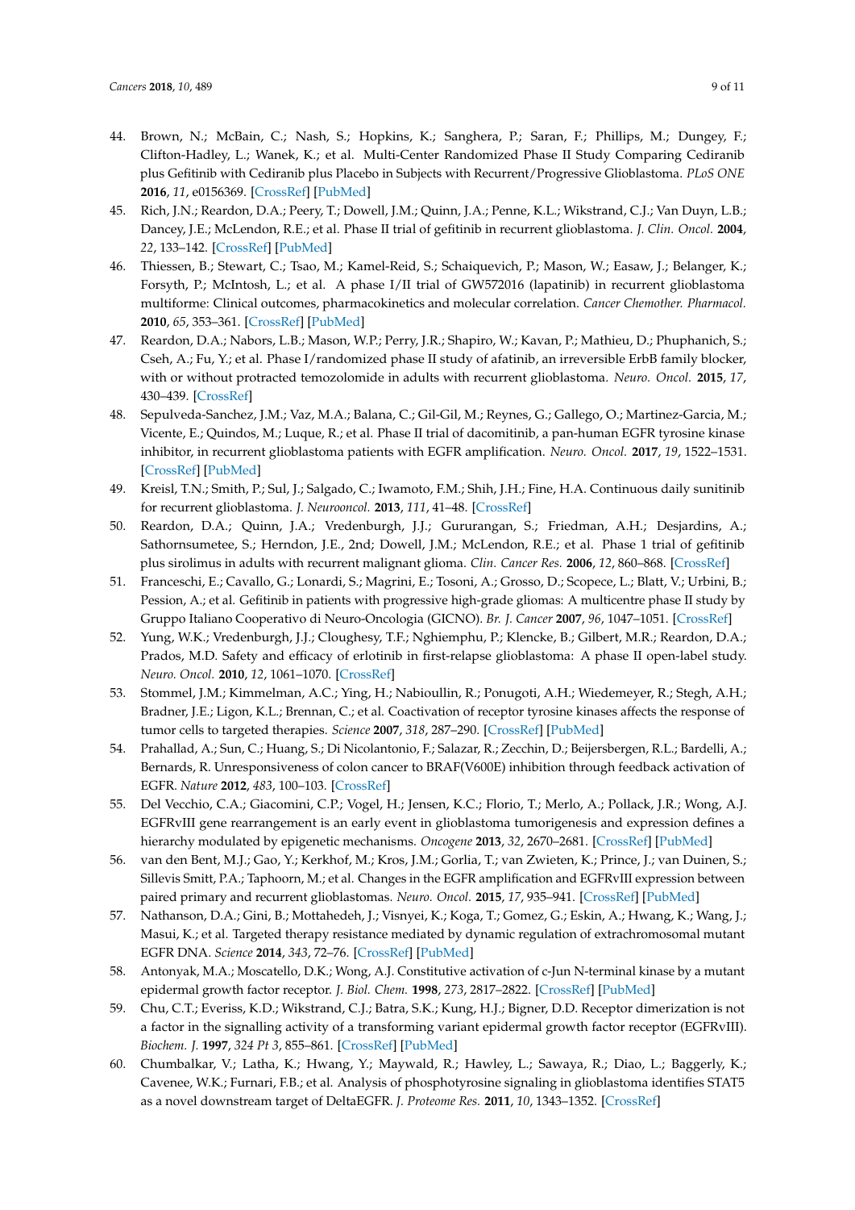44. Brown, N.; McBain, C.; Nash, S.; Hopkins, K.; Sanghera, P.; Saran, F.; Phillips, M.; Dungey, F.; Clifton-Hadley, L.; Wanek, K.; et al. Multi-Center Randomized Phase II Study Comparing Cediranib plus Gefitinib with Cediranib plus Placebo in Subjects with Recurrent/Progressive Glioblastoma. *PLoS ONE* **2016**, *11*, e0156369. [CrossRef] [PubMed]
45. Rich, J.N.; Reardon, D.A.; Peery, T.; Dowell, J.M.; Quinn, J.A.; Penne, K.L.; Wikstrand, C.J.; Van Duyn, L.B.; Dancey, J.E.; McLendon, R.E.; et al. Phase II trial of gefitinib in recurrent glioblastoma. *J. Clin. Oncol.* **2004**, *22*, 133–142. [CrossRef] [PubMed]
46. Thiessen, B.; Stewart, C.; Tsao, M.; Kamel-Reid, S.; Schaiquevich, P.; Mason, W.; Easaw, J.; Belanger, K.; Forsyth, P.; McIntosh, L.; et al. A phase I/II trial of GW572016 (lapatinib) in recurrent glioblastoma multiforme: Clinical outcomes, pharmacokinetics and molecular correlation. *Cancer Chemother. Pharmacol.* **2010**, *65*, 353–361. [CrossRef] [PubMed]
47. Reardon, D.A.; Nabors, L.B.; Mason, W.P.; Perry, J.R.; Shapiro, W.; Kavan, P.; Mathieu, D.; Phuphanich, S.; Cseh, A.; Fu, Y.; et al. Phase I/randomized phase II study of afatinib, an irreversible ErbB family blocker, with or without protracted temozolomide in adults with recurrent glioblastoma. *Neuro. Oncol.* **2015**, *17*, 430–439. [CrossRef]
48. Sepulveda-Sanchez, J.M.; Vaz, M.A.; Balana, C.; Gil-Gil, M.; Reynes, G.; Gallego, O.; Martinez-Garcia, M.; Vicente, E.; Quindos, M.; Luque, R.; et al. Phase II trial of dacomitinib, a pan-human EGFR tyrosine kinase inhibitor, in recurrent glioblastoma patients with EGFR amplification. *Neuro. Oncol.* **2017**, *19*, 1522–1531. [CrossRef] [PubMed]
49. Kreisl, T.N.; Smith, P.; Sul, J.; Salgado, C.; Iwamoto, F.M.; Shih, J.H.; Fine, H.A. Continuous daily sunitinib for recurrent glioblastoma. *J. Neurooncol.* **2013**, *111*, 41–48. [CrossRef]
50. Reardon, D.A.; Quinn, J.A.; Vredenburgh, J.J.; Gururangan, S.; Friedman, A.H.; Desjardins, A.; Sathornsumetee, S.; Herndon, J.E., 2nd; Dowell, J.M.; McLendon, R.E.; et al. Phase 1 trial of gefitinib plus sirolimus in adults with recurrent malignant glioma. *Clin. Cancer Res.* **2006**, *12*, 860–868. [CrossRef]
51. Franceschi, E.; Cavallo, G.; Lonardi, S.; Magrini, E.; Tosoni, A.; Grosso, D.; Scopece, L.; Blatt, V.; Urbini, B.; Pession, A.; et al. Gefitinib in patients with progressive high-grade gliomas: A multicentre phase II study by Gruppo Italiano Cooperativo di Neuro-Oncologia (GICNO). *Br. J. Cancer* **2007**, *96*, 1047–1051. [CrossRef]
52. Yung, W.K.; Vredenburgh, J.J.; Cloughesy, T.F.; Nghiemphu, P.; Klencke, B.; Gilbert, M.R.; Reardon, D.A.; Prados, M.D. Safety and efficacy of erlotinib in first-relapse glioblastoma: A phase II open-label study. *Neuro. Oncol.* **2010**, *12*, 1061–1070. [CrossRef]
53. Stommel, J.M.; Kimmelman, A.C.; Ying, H.; Nabioullin, R.; Ponugoti, A.H.; Wiedemeyer, R.; Stegh, A.H.; Bradner, J.E.; Ligon, K.L.; Brennan, C.; et al. Coactivation of receptor tyrosine kinases affects the response of tumor cells to targeted therapies. *Science* **2007**, *318*, 287–290. [CrossRef] [PubMed]
54. Prahallad, A.; Sun, C.; Huang, S.; Di Nicolantonio, F.; Salazar, R.; Zecchin, D.; Beijersbergen, R.L.; Bardelli, A.; Bernards, R. Unresponsiveness of colon cancer to BRAF(V600E) inhibition through feedback activation of EGFR. *Nature* **2012**, *483*, 100–103. [CrossRef]
55. Del Vecchio, C.A.; Giacomini, C.P.; Vogel, H.; Jensen, K.C.; Florio, T.; Merlo, A.; Pollack, J.R.; Wong, A.J. EGFRvIII gene rearrangement is an early event in glioblastoma tumorigenesis and expression defines a hierarchy modulated by epigenetic mechanisms. *Oncogene* **2013**, *32*, 2670–2681. [CrossRef] [PubMed]
56. van den Bent, M.J.; Gao, Y.; Kerkhof, M.; Kros, J.M.; Gorlia, T.; van Zwieten, K.; Prince, J.; van Duinen, S.; Sillevis Smitt, P.A.; Taphoorn, M.; et al. Changes in the EGFR amplification and EGFRvIII expression between paired primary and recurrent glioblastomas. *Neuro. Oncol.* **2015**, *17*, 935–941. [CrossRef] [PubMed]
57. Nathanson, D.A.; Gini, B.; Mottahedeh, J.; Visnyei, K.; Koga, T.; Gomez, G.; Eskin, A.; Hwang, K.; Wang, J.; Masui, K.; et al. Targeted therapy resistance mediated by dynamic regulation of extrachromosomal mutant EGFR DNA. *Science* **2014**, *343*, 72–76. [CrossRef] [PubMed]
58. Antonyak, M.A.; Moscatello, D.K.; Wong, A.J. Constitutive activation of c-Jun N-terminal kinase by a mutant epidermal growth factor receptor. *J. Biol. Chem.* **1998**, *273*, 2817–2822. [CrossRef] [PubMed]
59. Chu, C.T.; Everiss, K.D.; Wikstrand, C.J.; Batra, S.K.; Kung, H.J.; Bigner, D.D. Receptor dimerization is not a factor in the signalling activity of a transforming variant epidermal growth factor receptor (EGFRvIII). *Biochem. J.* **1997**, *324 Pt 3*, 855–861. [CrossRef] [PubMed]
60. Chumbalkar, V.; Latha, K.; Hwang, Y.; Maywald, R.; Hawley, L.; Sawaya, R.; Diao, L.; Baggerly, K.; Cavenee, W.K.; Furnari, F.B.; et al. Analysis of phosphotyrosine signaling in glioblastoma identifies STAT5 as a novel downstream target of DeltaEGFR. *J. Proteome Res.* **2011**, *10*, 1343–1352. [CrossRef]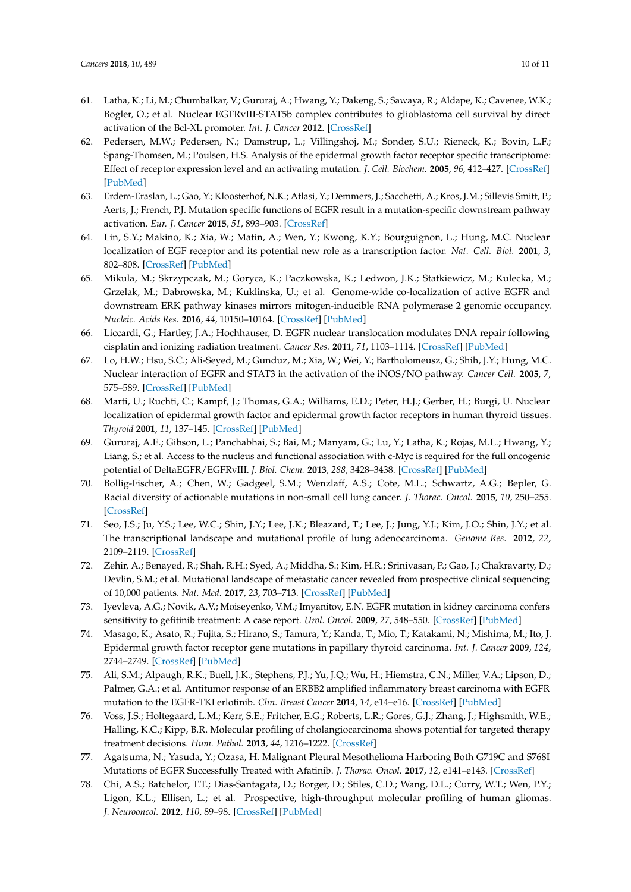61. Latha, K.; Li, M.; Chumbalkar, V.; Gururaj, A.; Hwang, Y.; Dakeng, S.; Sawaya, R.; Aldape, K.; Cavenee, W.K.; Bogler, O.; et al. Nuclear EGFRvIII-STAT5b complex contributes to glioblastoma cell survival by direct activation of the Bcl-XL promoter. *Int. J. Cancer* **2012**. [CrossRef]
62. Pedersen, M.W.; Pedersen, N.; Damstrup, L.; Villingshoj, M.; Sonder, S.U.; Rieneck, K.; Bovin, L.F.; Spang-Thomsen, M.; Poulsen, H.S. Analysis of the epidermal growth factor receptor specific transcriptome: Effect of receptor expression level and an activating mutation. *J. Cell. Biochem.* **2005**, *96*, 412–427. [CrossRef] [PubMed]
63. Erdem-Eraslan, L.; Gao, Y.; Kloosterhof, N.K.; Atlasi, Y.; Demmers, J.; Sacchetti, A.; Kros, J.M.; Sillevis Smitt, P.; Aerts, J.; French, P.J. Mutation specific functions of EGFR result in a mutation-specific downstream pathway activation. *Eur. J. Cancer* **2015**, *51*, 893–903. [CrossRef]
64. Lin, S.Y.; Makino, K.; Xia, W.; Matin, A.; Wen, Y.; Kwong, K.Y.; Bourguignon, L.; Hung, M.C. Nuclear localization of EGF receptor and its potential new role as a transcription factor. *Nat. Cell. Biol.* **2001**, *3*, 802–808. [CrossRef] [PubMed]
65. Mikula, M.; Skrzypczak, M.; Goryca, K.; Paczkowska, K.; Ledwon, J.K.; Statkiewicz, M.; Kulecka, M.; Grzelak, M.; Dabrowska, M.; Kuklinska, U.; et al. Genome-wide co-localization of active EGFR and downstream ERK pathway kinases mirrors mitogen-inducible RNA polymerase 2 genomic occupancy. *Nucleic. Acids Res.* **2016**, *44*, 10150–10164. [CrossRef] [PubMed]
66. Liccardi, G.; Hartley, J.A.; Hochhauser, D. EGFR nuclear translocation modulates DNA repair following cisplatin and ionizing radiation treatment. *Cancer Res.* **2011**, *71*, 1103–1114. [CrossRef] [PubMed]
67. Lo, H.W.; Hsu, S.C.; Ali-Seyed, M.; Gunduz, M.; Xia, W.; Wei, Y.; Bartholomeusz, G.; Shih, J.Y.; Hung, M.C. Nuclear interaction of EGFR and STAT3 in the activation of the iNOS/NO pathway. *Cancer Cell.* **2005**, *7*, 575–589. [CrossRef] [PubMed]
68. Marti, U.; Ruchti, C.; Kampf, J.; Thomas, G.A.; Williams, E.D.; Peter, H.J.; Gerber, H.; Burgi, U. Nuclear localization of epidermal growth factor and epidermal growth factor receptors in human thyroid tissues. *Thyroid* **2001**, *11*, 137–145. [CrossRef] [PubMed]
69. Gururaj, A.E.; Gibson, L.; Panchabhai, S.; Bai, M.; Manyam, G.; Lu, Y.; Latha, K.; Rojas, M.L.; Hwang, Y.; Liang, S.; et al. Access to the nucleus and functional association with c-Myc is required for the full oncogenic potential of DeltaEGFR/EGFRvIII. *J. Biol. Chem.* **2013**, *288*, 3428–3438. [CrossRef] [PubMed]
70. Bollig-Fischer, A.; Chen, W.; Gadgeel, S.M.; Wenzlaff, A.S.; Cote, M.L.; Schwartz, A.G.; Bepler, G. Racial diversity of actionable mutations in non-small cell lung cancer. *J. Thorac. Oncol.* **2015**, *10*, 250–255. [CrossRef]
71. Seo, J.S.; Ju, Y.S.; Lee, W.C.; Shin, J.Y.; Lee, J.K.; Bleazard, T.; Lee, J.; Jung, Y.J.; Kim, J.O.; Shin, J.Y.; et al. The transcriptional landscape and mutational profile of lung adenocarcinoma. *Genome Res.* **2012**, *22*, 2109–2119. [CrossRef]
72. Zehir, A.; Benayed, R.; Shah, R.H.; Syed, A.; Middha, S.; Kim, H.R.; Srinivasan, P.; Gao, J.; Chakravarty, D.; Devlin, S.M.; et al. Mutational landscape of metastatic cancer revealed from prospective clinical sequencing of 10,000 patients. *Nat. Med.* **2017**, *23*, 703–713. [CrossRef] [PubMed]
73. Iyevleva, A.G.; Novik, A.V.; Moiseyenko, V.M.; Imyanitov, E.N. EGFR mutation in kidney carcinoma confers sensitivity to gefitinib treatment: A case report. *Urol. Oncol.* **2009**, *27*, 548–550. [CrossRef] [PubMed]
74. Masago, K.; Asato, R.; Fujita, S.; Hirano, S.; Tamura, Y.; Kanda, T.; Mio, T.; Katakami, N.; Mishima, M.; Ito, J. Epidermal growth factor receptor gene mutations in papillary thyroid carcinoma. *Int. J. Cancer* **2009**, *124*, 2744–2749. [CrossRef] [PubMed]
75. Ali, S.M.; Alpaugh, R.K.; Buell, J.K.; Stephens, P.J.; Yu, J.Q.; Wu, H.; Hiemstra, C.N.; Miller, V.A.; Lipson, D.; Palmer, G.A.; et al. Antitumor response of an ERBB2 amplified inflammatory breast carcinoma with EGFR mutation to the EGFR-TKI erlotinib. *Clin. Breast Cancer* **2014**, *14*, e14–e16. [CrossRef] [PubMed]
76. Voss, J.S.; Holtegaard, L.M.; Kerr, S.E.; Fritcher, E.G.; Roberts, L.R.; Gores, G.J.; Zhang, J.; Highsmith, W.E.; Halling, K.C.; Kipp, B.R. Molecular profiling of cholangiocarcinoma shows potential for targeted therapy treatment decisions. *Hum. Pathol.* **2013**, *44*, 1216–1222. [CrossRef]
77. Agatsuma, N.; Yasuda, Y.; Ozasa, H. Malignant Pleural Mesothelioma Harboring Both G719C and S768I Mutations of EGFR Successfully Treated with Afatinib. *J. Thorac. Oncol.* **2017**, *12*, e141–e143. [CrossRef]
78. Chi, A.S.; Batchelor, T.T.; Dias-Santagata, D.; Borger, D.; Stiles, C.D.; Wang, D.L.; Curry, W.T.; Wen, P.Y.; Ligon, K.L.; Ellisen, L.; et al. Prospective, high-throughput molecular profiling of human gliomas. *J. Neurooncol.* **2012**, *110*, 89–98. [CrossRef] [PubMed]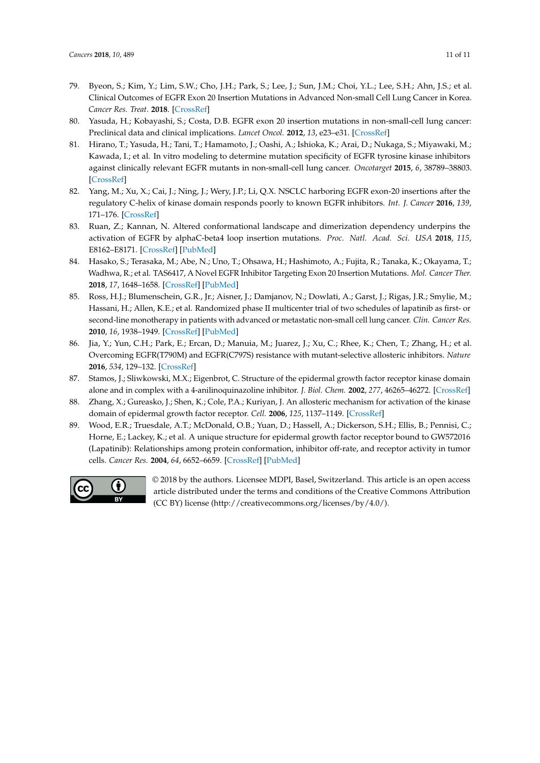79. Byeon, S.; Kim, Y.; Lim, S.W.; Cho, J.H.; Park, S.; Lee, J.; Sun, J.M.; Choi, Y.L.; Lee, S.H.; Ahn, J.S.; et al. Clinical Outcomes of EGFR Exon 20 Insertion Mutations in Advanced Non-small Cell Lung Cancer in Korea. *Cancer Res. Treat.* **2018**. [CrossRef]
80. Yasuda, H.; Kobayashi, S.; Costa, D.B. EGFR exon 20 insertion mutations in non-small-cell lung cancer: Preclinical data and clinical implications. *Lancet Oncol.* **2012**, *13*, e23–e31. [CrossRef]
81. Hirano, T.; Yasuda, H.; Tani, T.; Hamamoto, J.; Oashi, A.; Ishioka, K.; Arai, D.; Nukaga, S.; Miyawaki, M.; Kawada, I.; et al. In vitro modeling to determine mutation specificity of EGFR tyrosine kinase inhibitors against clinically relevant EGFR mutants in non-small-cell lung cancer. *Oncotarget* **2015**, *6*, 38789–38803. [CrossRef]
82. Yang, M.; Xu, X.; Cai, J.; Ning, J.; Wery, J.P.; Li, Q.X. NSCLC harboring EGFR exon-20 insertions after the regulatory C-helix of kinase domain responds poorly to known EGFR inhibitors. *Int. J. Cancer* **2016**, *139*, 171–176. [CrossRef]
83. Ruan, Z.; Kannan, N. Altered conformational landscape and dimerization dependency underpins the activation of EGFR by alphaC-beta4 loop insertion mutations. *Proc. Natl. Acad. Sci. USA* **2018**, *115*, E8162–E8171. [CrossRef] [PubMed]
84. Hasako, S.; Terasaka, M.; Abe, N.; Uno, T.; Ohsawa, H.; Hashimoto, A.; Fujita, R.; Tanaka, K.; Okayama, T.; Wadhwa, R.; et al. TAS6417, A Novel EGFR Inhibitor Targeting Exon 20 Insertion Mutations. *Mol. Cancer Ther.* **2018**, *17*, 1648–1658. [CrossRef] [PubMed]
85. Ross, H.J.; Blumenschein, G.R., Jr.; Aisner, J.; Damjanov, N.; Dowlati, A.; Garst, J.; Rigas, J.R.; Smylie, M.; Hassani, H.; Allen, K.E.; et al. Randomized phase II multicenter trial of two schedules of lapatinib as first- or second-line monotherapy in patients with advanced or metastatic non-small cell lung cancer. *Clin. Cancer Res.* **2010**, *16*, 1938–1949. [CrossRef] [PubMed]
86. Jia, Y.; Yun, C.H.; Park, E.; Ercan, D.; Manuia, M.; Juarez, J.; Xu, C.; Rhee, K.; Chen, T.; Zhang, H.; et al. Overcoming EGFR(T790M) and EGFR(C797S) resistance with mutant-selective allosteric inhibitors. *Nature* **2016**, *534*, 129–132. [CrossRef]
87. Stamos, J.; Sliwkowski, M.X.; Eigenbrot, C. Structure of the epidermal growth factor receptor kinase domain alone and in complex with a 4-anilinoquinazoline inhibitor. *J. Biol. Chem.* **2002**, *277*, 46265–46272. [CrossRef]
88. Zhang, X.; Gureasko, J.; Shen, K.; Cole, P.A.; Kuriyan, J. An allosteric mechanism for activation of the kinase domain of epidermal growth factor receptor. *Cell.* **2006**, *125*, 1137–1149. [CrossRef]
89. Wood, E.R.; Truesdale, A.T.; McDonald, O.B.; Yuan, D.; Hassell, A.; Dickerson, S.H.; Ellis, B.; Pennisi, C.; Horne, E.; Lackey, K.; et al. A unique structure for epidermal growth factor receptor bound to GW572016 (Lapatinib): Relationships among protein conformation, inhibitor off-rate, and receptor activity in tumor cells. *Cancer Res.* **2004**, *64*, 6652–6659. [CrossRef] [PubMed]

© 2018 by the authors. Licensee MDPI, Basel, Switzerland. This article is an open access article distributed under the terms and conditions of the Creative Commons Attribution (CC BY) license (http://creativecommons.org/licenses/by/4.0/).